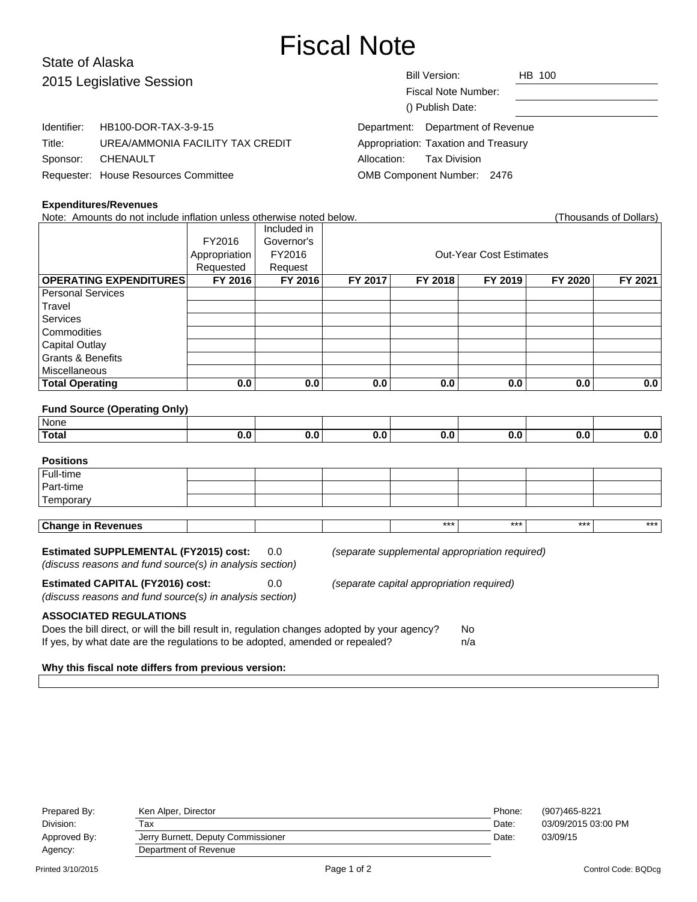# Fiscal Note

## State of Alaska
## 2015 Legislative Session

| | |
|---|---|
| Bill Version: | HB 100 |
| Fiscal Note Number: | |
| () Publish Date: | |

| | |
|---|---|
| Identifier: | HB100-DOR-TAX-3-9-15 |
| Title: | UREA/AMMONIA FACILITY TAX CREDIT |
| Sponsor: | CHENAULT |
| Requester: | House Resources Committee |

| | |
|---|---|
| Department: | Department of Revenue |
| Appropriation: | Taxation and Treasury |
| Allocation: | Tax Division |
| OMB Component Number: | 2476 |

**Expenditures/Revenues**

Note: Amounts do not include inflation unless otherwise noted below. (Thousands of Dollars)

| | FY2016 Appropriation Requested | Included in Governor's FY2016 Request | Out-Year Cost Estimates | | | | |
|---|---|---|---|---|---|---|---|
| **OPERATING EXPENDITURES** | **FY 2016** | **FY 2016** | **FY 2017** | **FY 2018** | **FY 2019** | **FY 2020** | **FY 2021** |
| Personal Services | | | | | | | |
| Travel | | | | | | | |
| Services | | | | | | | |
| Commodities | | | | | | | |
| Capital Outlay | | | | | | | |
| Grants & Benefits | | | | | | | |
| Miscellaneous | | | | | | | |
| **Total Operating** | **0.0** | **0.0** | **0.0** | **0.0** | **0.0** | **0.0** | **0.0** |

**Fund Source (Operating Only)**

| | | | | | | | |
|---|---|---|---|---|---|---|---|
| None | | | | | | | |
| **Total** | **0.0** | **0.0** | **0.0** | **0.0** | **0.0** | **0.0** | **0.0** |

**Positions**

| | | | | | | | |
|---|---|---|---|---|---|---|---|
| Full-time | | | | | | | |
| Part-time | | | | | | | |
| Temporary | | | | | | | |

| | | | | | | | |
|---|---|---|---|---|---|---|---|
| **Change in Revenues** | | | | *** | *** | *** | *** |

**Estimated SUPPLEMENTAL (FY2015) cost:** 0.0 *(separate supplemental appropriation required)*
*(discuss reasons and fund source(s) in analysis section)*

**Estimated CAPITAL (FY2016) cost:** 0.0 *(separate capital appropriation required)*
*(discuss reasons and fund source(s) in analysis section)*

**ASSOCIATED REGULATIONS**

Does the bill direct, or will the bill result in, regulation changes adopted by your agency? No
If yes, by what date are the regulations to be adopted, amended or repealed? n/a

**Why this fiscal note differs from previous version:**

| | | | |
|---|---|---|---|
| Prepared By: | Ken Alper, Director | Phone: | (907)465-8221 |
| Division: | Tax | Date: | 03/09/2015 03:00 PM |
| Approved By: | Jerry Burnett, Deputy Commissioner | Date: | 03/09/15 |
| Agency: | Department of Revenue | | |

Printed 3/10/2015 Control Code: BQDcg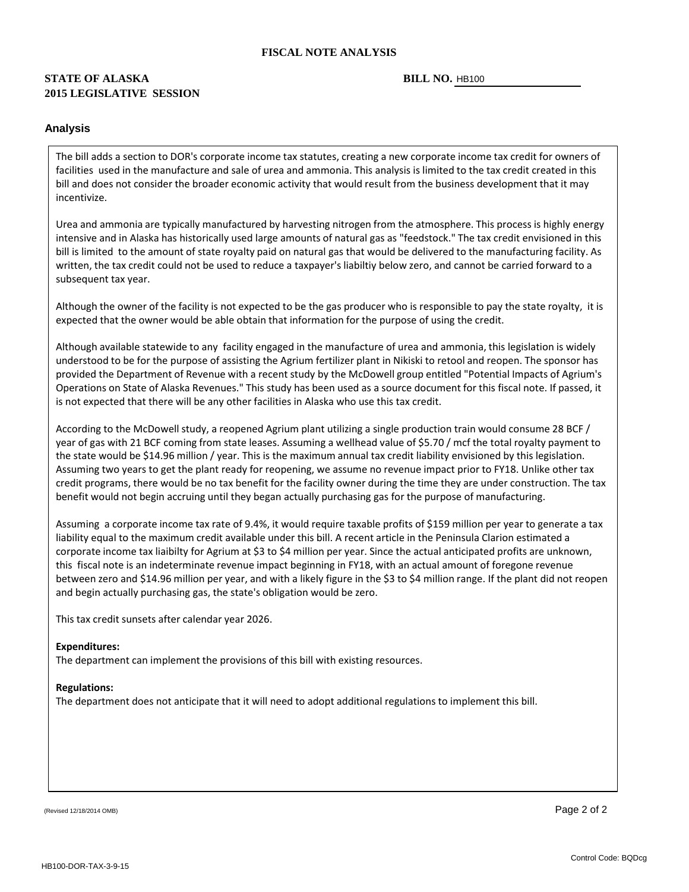**FISCAL NOTE ANALYSIS**

**STATE OF ALASKA**
**2015 LEGISLATIVE SESSION**

**BILL NO.** HB100

## Analysis

The bill adds a section to DOR's corporate income tax statutes, creating a new corporate income tax credit for owners of facilities used in the manufacture and sale of urea and ammonia. This analysis is limited to the tax credit created in this bill and does not consider the broader economic activity that would result from the business development that it may incentivize.

Urea and ammonia are typically manufactured by harvesting nitrogen from the atmosphere. This process is highly energy intensive and in Alaska has historically used large amounts of natural gas as "feedstock." The tax credit envisioned in this bill is limited to the amount of state royalty paid on natural gas that would be delivered to the manufacturing facility. As written, the tax credit could not be used to reduce a taxpayer's liabiltiy below zero, and cannot be carried forward to a subsequent tax year.

Although the owner of the facility is not expected to be the gas producer who is responsible to pay the state royalty, it is expected that the owner would be able obtain that information for the purpose of using the credit.

Although available statewide to any facility engaged in the manufacture of urea and ammonia, this legislation is widely understood to be for the purpose of assisting the Agrium fertilizer plant in Nikiski to retool and reopen. The sponsor has provided the Department of Revenue with a recent study by the McDowell group entitled "Potential Impacts of Agrium's Operations on State of Alaska Revenues." This study has been used as a source document for this fiscal note. If passed, it is not expected that there will be any other facilities in Alaska who use this tax credit.

According to the McDowell study, a reopened Agrium plant utilizing a single production train would consume 28 BCF / year of gas with 21 BCF coming from state leases. Assuming a wellhead value of $5.70 / mcf the total royalty payment to the state would be $14.96 million / year. This is the maximum annual tax credit liability envisioned by this legislation. Assuming two years to get the plant ready for reopening, we assume no revenue impact prior to FY18. Unlike other tax credit programs, there would be no tax benefit for the facility owner during the time they are under construction. The tax benefit would not begin accruing until they began actually purchasing gas for the purpose of manufacturing.

Assuming a corporate income tax rate of 9.4%, it would require taxable profits of $159 million per year to generate a tax liability equal to the maximum credit available under this bill. A recent article in the Peninsula Clarion estimated a corporate income tax liaibilty for Agrium at $3 to $4 million per year. Since the actual anticipated profits are unknown, this fiscal note is an indeterminate revenue impact beginning in FY18, with an actual amount of foregone revenue between zero and $14.96 million per year, and with a likely figure in the $3 to $4 million range. If the plant did not reopen and begin actually purchasing gas, the state's obligation would be zero.

This tax credit sunsets after calendar year 2026.

**Expenditures:**
The department can implement the provisions of this bill with existing resources.

**Regulations:**
The department does not anticipate that it will need to adopt additional regulations to implement this bill.

(Revised 12/18/2014 OMB)

Control Code: BQDcg

HB100-DOR-TAX-3-9-15